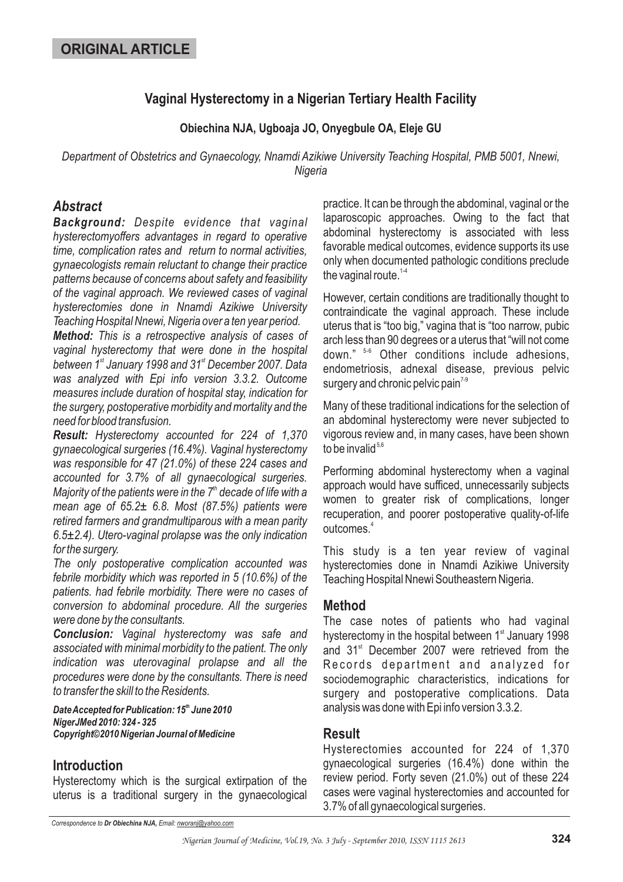**ORIGINAL ARTICLE**

# Vaginal Hysterectomy in a Nigerian Tertiary Health Facility

**Obiechina NJA, Ugboaja JO, Onyegbule OA, Eleje GU**

*Department of Obstetrics and Gynaecology, Nnamdi Azikiwe University Teaching Hospital, PMB 5001, Nnewi, Nigeria*

## Abstract

***Background:*** *Despite evidence that vaginal hysterectomyoffers advantages in regard to operative time, complication rates and return to normal activities, gynaecologists remain reluctant to change their practice patterns because of concerns about safety and feasibility of the vaginal approach. We reviewed cases of vaginal hysterectomies done in Nnamdi Azikiwe University Teaching Hospital Nnewi, Nigeria over a ten year period.*

***Method:*** *This is a retrospective analysis of cases of vaginal hysterectomy that were done in the hospital between 1st January 1998 and 31st December 2007. Data was analyzed with Epi info version 3.3.2. Outcome measures include duration of hospital stay, indication for the surgery, postoperative morbidity and mortality and the need for blood transfusion.*

***Result:*** *Hysterectomy accounted for 224 of 1,370 gynaecological surgeries (16.4%). Vaginal hysterectomy was responsible for 47 (21.0%) of these 224 cases and accounted for 3.7% of all gynaecological surgeries. Majority of the patients were in the 7th decade of life with a mean age of 65.2± 6.8. Most (87.5%) patients were retired farmers and grandmultiparous with a mean parity 6.5±2.4). Utero-vaginal prolapse was the only indication for the surgery.*

*The only postoperative complication accounted was febrile morbidity which was reported in 5 (10.6%) of the patients. had febrile morbidity. There were no cases of conversion to abdominal procedure. All the surgeries were done by the consultants.*

***Conclusion:*** *Vaginal hysterectomy was safe and associated with minimal morbidity to the patient. The only indication was uterovaginal prolapse and all the procedures were done by the consultants. There is need to transfer the skill to the Residents.*

***Date Accepted for Publication: 15th June 2010***
***NigerJMed 2010: 324 - 325***
***Copyright©2010 Nigerian Journal of Medicine***

## Introduction

Hysterectomy which is the surgical extirpation of the uterus is a traditional surgery in the gynaecological practice. It can be through the abdominal, vaginal or the laparoscopic approaches. Owing to the fact that abdominal hysterectomy is associated with less favorable medical outcomes, evidence supports its use only when documented pathologic conditions preclude the vaginal route.[1-4]

However, certain conditions are traditionally thought to contraindicate the vaginal approach. These include uterus that is "too big," vagina that is "too narrow, pubic arch less than 90 degrees or a uterus that "will not come down."[5-6] Other conditions include adhesions, endometriosis, adnexal disease, previous pelvic surgery and chronic pelvic pain[7-9]

Many of these traditional indications for the selection of an abdominal hysterectomy were never subjected to vigorous review and, in many cases, have been shown to be invalid[5,6]

Performing abdominal hysterectomy when a vaginal approach would have sufficed, unnecessarily subjects women to greater risk of complications, longer recuperation, and poorer postoperative quality-of-life outcomes.[4]

This study is a ten year review of vaginal hysterectomies done in Nnamdi Azikiwe University Teaching Hospital Nnewi Southeastern Nigeria.

## Method

The case notes of patients who had vaginal hysterectomy in the hospital between 1st January 1998 and 31st December 2007 were retrieved from the Records department and analyzed for sociodemographic characteristics, indications for surgery and postoperative complications. Data analysis was done with Epi info version 3.3.2.

## Result

Hysterectomies accounted for 224 of 1,370 gynaecological surgeries (16.4%) done within the review period. Forty seven (21.0%) out of these 224 cases were vaginal hysterectomies and accounted for 3.7% of all gynaecological surgeries.

*Correspondence to **Dr Obiechina NJA,** Email: nworanj@yahoo.com*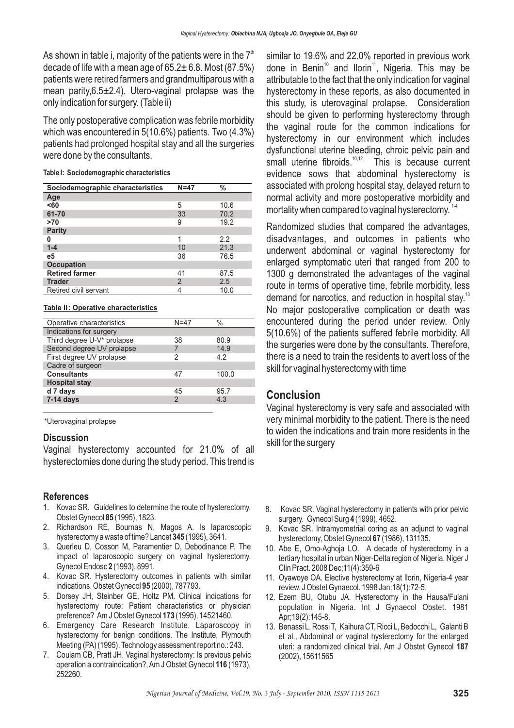As shown in table i, majority of the patients were in the 7[th] decade of life with a mean age of 65.2± 6.8. Most (87.5%) patients were retired farmers and grandmultiparous with a mean parity,6.5±2.4). Utero-vaginal prolapse was the only indication for surgery. (Table ii)

The only postoperative complication was febrile morbidity which was encountered in 5(10.6%) patients. Two (4.3%) patients had prolonged hospital stay and all the surgeries were done by the consultants.

**Table I: Sociodemographic characteristics**

| Sociodemographic characteristics | N=47 | % |
|---|---|---|
| **Age** | | |
| **<60** | 5 | 10.6 |
| **61-70** | 33 | 70.2 |
| **>70** | 9 | 19.2 |
| **Parity** | | |
| **0** | 1 | 2.2 |
| **1-4** | 10 | 21.3 |
| **e5** | 36 | 76.5 |
| **Occupation** | | |
| **Retired farmer** | 41 | 87.5 |
| **Trader** | 2 | 2.5 |
| Retired civil servant | 4 | 10.0 |

**Table II: Operative characteristics**

| Operative characteristics | N=47 | % |
|---|---|---|
| Indications for surgery | | |
| Third degree U-V* prolapse | 38 | 80.9 |
| Second degree UV prolapse | 7 | 14.9 |
| First degree UV prolapse | 2 | 4.2 |
| Cadre of surgeon | | |
| **Consultants** | 47 | 100.0 |
| **Hospital stay** | | |
| **d 7 days** | 45 | 95.7 |
| **7-14 days** | 2 | 4.3 |

*Uterovaginal prolapse

## Discussion

Vaginal hysterectomy accounted for 21.0% of all hysterectomies done during the study period. This trend is similar to 19.6% and 22.0% reported in previous work done in Benin[10] and Ilorin[11], Nigeria. This may be attributable to the fact that the only indication for vaginal hysterectomy in these reports, as also documented in this study, is uterovaginal prolapse. Consideration should be given to performing hysterectomy through the vaginal route for the common indications for hysterectomy in our environment which includes dysfunctional uterine bleeding, chroic pelvic pain and small uterine fibroids.[10,12] This is because current evidence sows that abdominal hysterectomy is associated with prolong hospital stay, delayed return to normal activity and more postoperative morbidity and mortality when compared to vaginal hysterectomy.[1-4]

Randomized studies that compared the advantages, disadvantages, and outcomes in patients who underwent abdominal or vaginal hysterectomy for enlarged symptomatic uteri that ranged from 200 to 1300 g demonstrated the advantages of the vaginal route in terms of operative time, febrile morbidity, less demand for narcotics, and reduction in hospital stay.[13] No major postoperative complication or death was encountered during the period under review. Only 5(10.6%) of the patients suffered febrile morbidity. All the surgeries were done by the consultants. Therefore, there is a need to train the residents to avert loss of the skill for vaginal hysterectomy with time

## Conclusion

Vaginal hysterectomy is very safe and associated with very minimal morbidity to the patient. There is the need to widen the indications and train more residents in the skill for the surgery

## References

1. Kovac SR. Guidelines to determine the route of hysterectomy. Obstet Gynecol **85** (1995), 1823.
2. Richardson RE, Bournas N, Magos A. Is laparoscopic hysterectomy a waste of time? Lancet **345** (1995), 3641.
3. Querleu D, Cosson M, Paramentier D, Debodinance P. The impact of laparoscopic surgery on vaginal hysterectomy. Gynecol Endosc **2** (1993), 8991.
4. Kovac SR. Hysterectomy outcomes in patients with similar indications. Obstet Gynecol **95** (2000), 787793.
5. Dorsey JH, Steinber GE, Holtz PM. Clinical indications for hysterectomy route: Patient characteristics or physician preference? Am J Obstet Gynecol **173** (1995), 14521460.
6. Emergency Care Research Institute. Laparoscopy in hysterectomy for benign conditions. The Institute, Plymouth Meeting (PA) (1995). Technology assessment report no.: 243.
7. Coulam CB, Pratt JH. Vaginal hysterectomy: Is previous pelvic operation a contraindication?, Am J Obstet Gynecol **116** (1973), 252260.
8. Kovac SR. Vaginal hysterectomy in patients with prior pelvic surgery. Gynecol Surg **4** (1999), 4652.
9. Kovac SR. Intramyometrial coring as an adjunct to vaginal hysterectomy, Obstet Gynecol **67** (1986), 131135.
10. Abe E, Omo-Aghoja LO. A decade of hysterectomy in a tertiary hospital in urban Niger-Delta region of Nigeria. Niger J Clin Pract. 2008 Dec;11(4):359-6
11. Oyawoye OA. Elective hysterectomy at Ilorin, Nigeria-4 year review. J Obstet Gynaecol. 1998 Jan;18(1):72-5.
12. Ezem BU, Otubu JA. Hysterectomy in the Hausa/Fulani population in Nigeria. Int J Gynaecol Obstet. 1981 Apr;19(2):145-8.
13. Benassi L, Rossi T, Kaihura CT, Ricci L, Bedocchi L, Galanti B et al., Abdominal or vaginal hysterectomy for the enlarged uteri: a randomized clinical trial. Am J Obstet Gynecol **187** (2002), 15611565